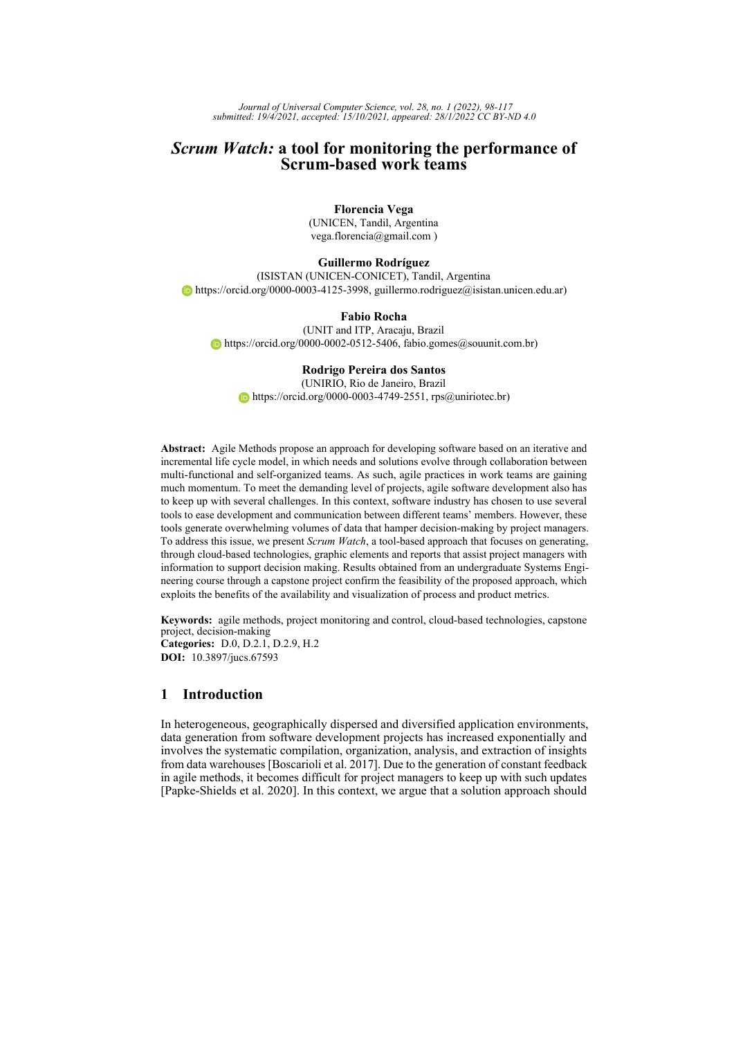# *Scrum Watch:* a tool for monitoring the performance of Scrum-based work teams

**Florencia Vega**
(UNICEN, Tandil, Argentina
vega.florencia@gmail.com )

**Guillermo Rodríguez**
(ISISTAN (UNICEN-CONICET), Tandil, Argentina
https://orcid.org/0000-0003-4125-3998, guillermo.rodriguez@isistan.unicen.edu.ar)

**Fabio Rocha**
(UNIT and ITP, Aracaju, Brazil
https://orcid.org/0000-0002-0512-5406, fabio.gomes@souunit.com.br)

**Rodrigo Pereira dos Santos**
(UNIRIO, Rio de Janeiro, Brazil
https://orcid.org/0000-0003-4749-2551, rps@uniriotec.br)

**Abstract:** Agile Methods propose an approach for developing software based on an iterative and incremental life cycle model, in which needs and solutions evolve through collaboration between multi-functional and self-organized teams. As such, agile practices in work teams are gaining much momentum. To meet the demanding level of projects, agile software development also has to keep up with several challenges. In this context, software industry has chosen to use several tools to ease development and communication between different teams' members. However, these tools generate overwhelming volumes of data that hamper decision-making by project managers. To address this issue, we present *Scrum Watch*, a tool-based approach that focuses on generating, through cloud-based technologies, graphic elements and reports that assist project managers with information to support decision making. Results obtained from an undergraduate Systems Engineering course through a capstone project confirm the feasibility of the proposed approach, which exploits the benefits of the availability and visualization of process and product metrics.

**Keywords:** agile methods, project monitoring and control, cloud-based technologies, capstone project, decision-making
**Categories:** D.0, D.2.1, D.2.9, H.2
**DOI:** 10.3897/jucs.67593

## 1 Introduction

In heterogeneous, geographically dispersed and diversified application environments, data generation from software development projects has increased exponentially and involves the systematic compilation, organization, analysis, and extraction of insights from data warehouses [Boscarioli et al. 2017]. Due to the generation of constant feedback in agile methods, it becomes difficult for project managers to keep up with such updates [Papke-Shields et al. 2020]. In this context, we argue that a solution approach should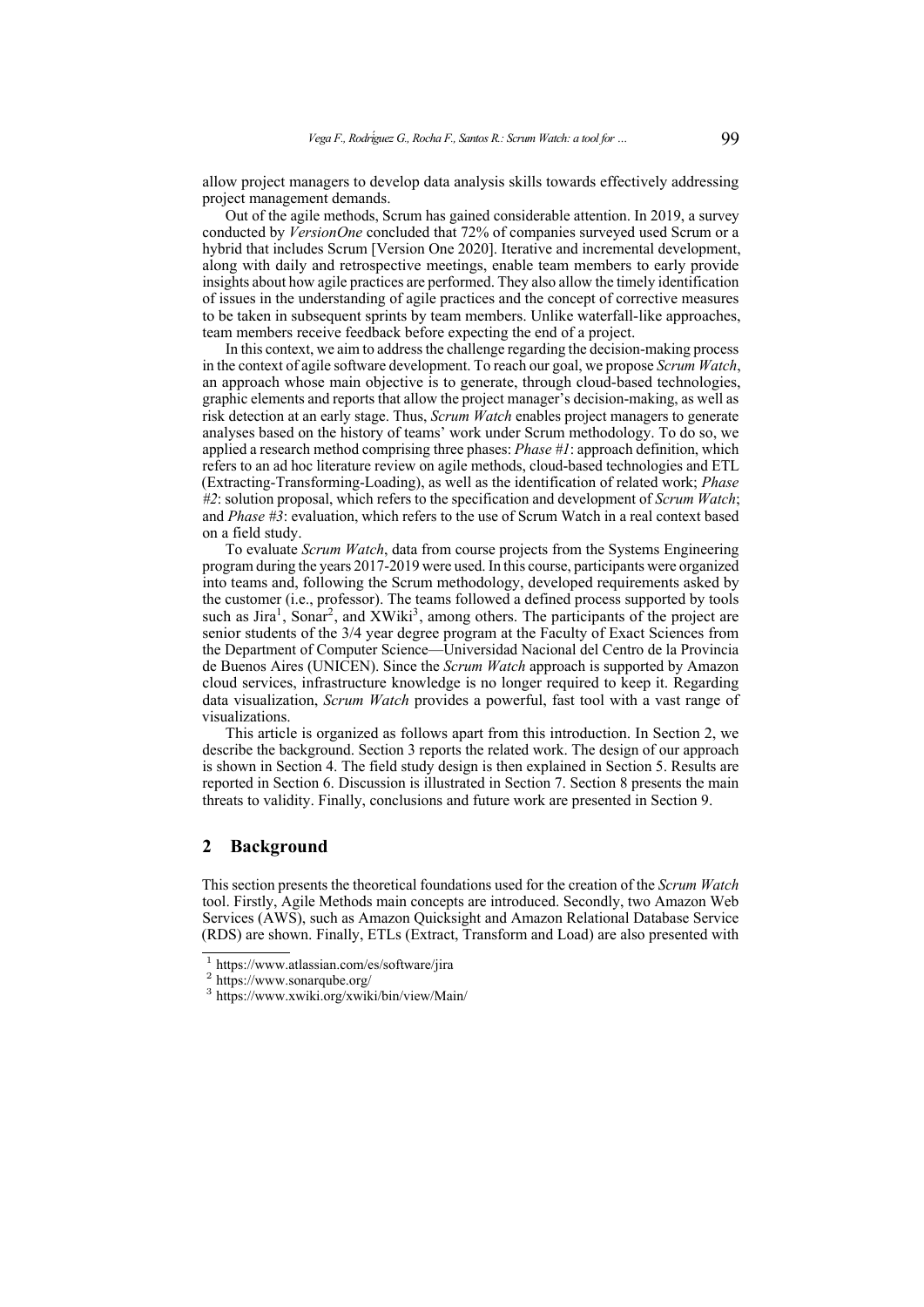allow project managers to develop data analysis skills towards effectively addressing project management demands.

Out of the agile methods, Scrum has gained considerable attention. In 2019, a survey conducted by *VersionOne* concluded that 72% of companies surveyed used Scrum or a hybrid that includes Scrum [Version One 2020]. Iterative and incremental development, along with daily and retrospective meetings, enable team members to early provide insights about how agile practices are performed. They also allow the timely identification of issues in the understanding of agile practices and the concept of corrective measures to be taken in subsequent sprints by team members. Unlike waterfall-like approaches, team members receive feedback before expecting the end of a project.

In this context, we aim to address the challenge regarding the decision-making process in the context of agile software development. To reach our goal, we propose *Scrum Watch*, an approach whose main objective is to generate, through cloud-based technologies, graphic elements and reports that allow the project manager's decision-making, as well as risk detection at an early stage. Thus, *Scrum Watch* enables project managers to generate analyses based on the history of teams' work under Scrum methodology. To do so, we applied a research method comprising three phases: *Phase #1*: approach definition, which refers to an ad hoc literature review on agile methods, cloud-based technologies and ETL (Extracting-Transforming-Loading), as well as the identification of related work; *Phase #2*: solution proposal, which refers to the specification and development of *Scrum Watch*; and *Phase #3*: evaluation, which refers to the use of Scrum Watch in a real context based on a field study.

To evaluate *Scrum Watch*, data from course projects from the Systems Engineering program during the years 2017-2019 were used. In this course, participants were organized into teams and, following the Scrum methodology, developed requirements asked by the customer (i.e., professor). The teams followed a defined process supported by tools such as Jira[1], Sonar[2], and XWiki[3], among others. The participants of the project are senior students of the 3/4 year degree program at the Faculty of Exact Sciences from the Department of Computer Science—Universidad Nacional del Centro de la Provincia de Buenos Aires (UNICEN). Since the *Scrum Watch* approach is supported by Amazon cloud services, infrastructure knowledge is no longer required to keep it. Regarding data visualization, *Scrum Watch* provides a powerful, fast tool with a vast range of visualizations.

This article is organized as follows apart from this introduction. In Section 2, we describe the background. Section 3 reports the related work. The design of our approach is shown in Section 4. The field study design is then explained in Section 5. Results are reported in Section 6. Discussion is illustrated in Section 7. Section 8 presents the main threats to validity. Finally, conclusions and future work are presented in Section 9.

## 2 Background

This section presents the theoretical foundations used for the creation of the *Scrum Watch* tool. Firstly, Agile Methods main concepts are introduced. Secondly, two Amazon Web Services (AWS), such as Amazon Quicksight and Amazon Relational Database Service (RDS) are shown. Finally, ETLs (Extract, Transform and Load) are also presented with

[1] https://www.atlassian.com/es/software/jira
[2] https://www.sonarqube.org/
[3] https://www.xwiki.org/xwiki/bin/view/Main/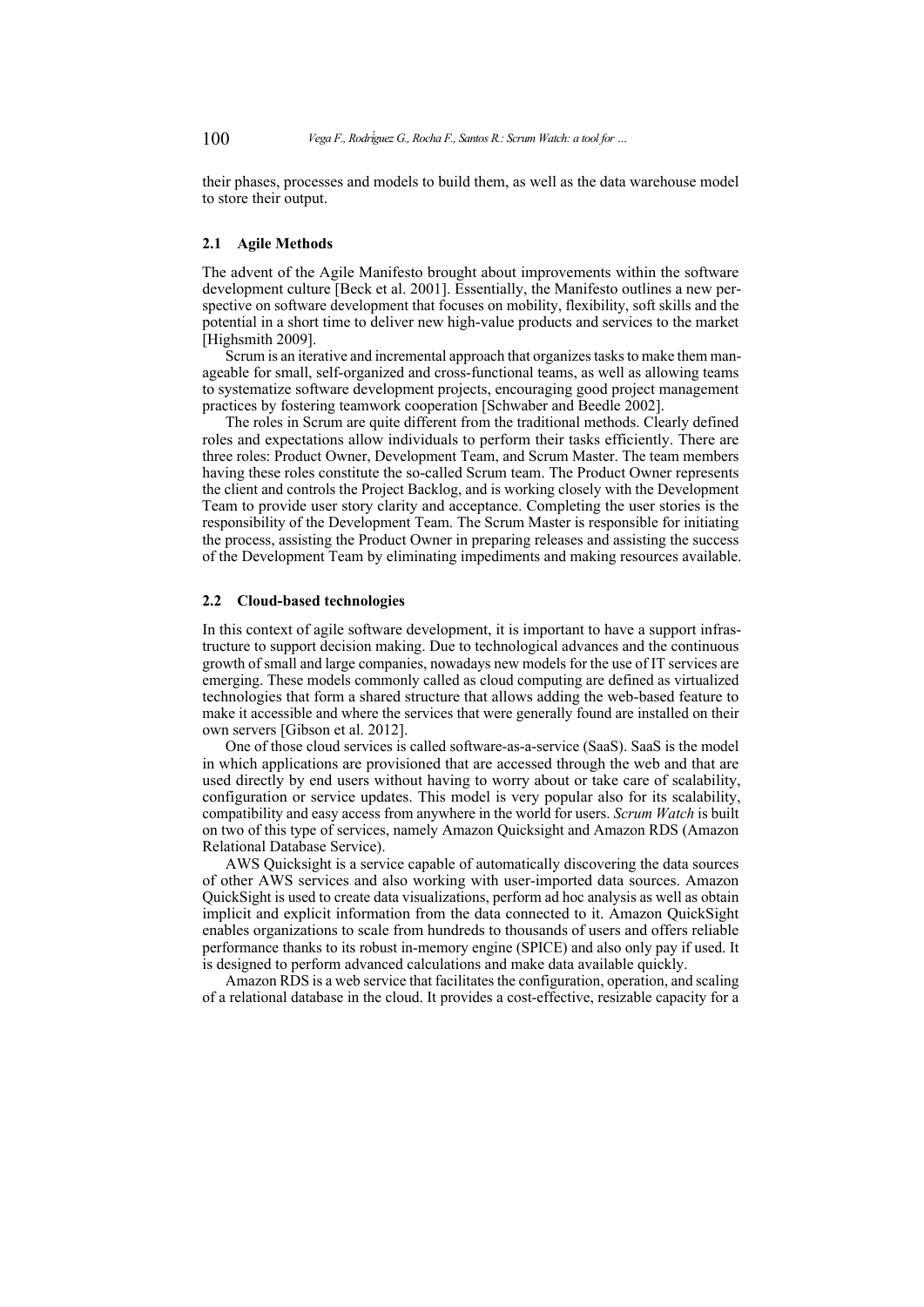their phases, processes and models to build them, as well as the data warehouse model to store their output.

### 2.1 Agile Methods

The advent of the Agile Manifesto brought about improvements within the software development culture [Beck et al. 2001]. Essentially, the Manifesto outlines a new perspective on software development that focuses on mobility, flexibility, soft skills and the potential in a short time to deliver new high-value products and services to the market [Highsmith 2009].

Scrum is an iterative and incremental approach that organizes tasks to make them manageable for small, self-organized and cross-functional teams, as well as allowing teams to systematize software development projects, encouraging good project management practices by fostering teamwork cooperation [Schwaber and Beedle 2002].

The roles in Scrum are quite different from the traditional methods. Clearly defined roles and expectations allow individuals to perform their tasks efficiently. There are three roles: Product Owner, Development Team, and Scrum Master. The team members having these roles constitute the so-called Scrum team. The Product Owner represents the client and controls the Project Backlog, and is working closely with the Development Team to provide user story clarity and acceptance. Completing the user stories is the responsibility of the Development Team. The Scrum Master is responsible for initiating the process, assisting the Product Owner in preparing releases and assisting the success of the Development Team by eliminating impediments and making resources available.

### 2.2 Cloud-based technologies

In this context of agile software development, it is important to have a support infrastructure to support decision making. Due to technological advances and the continuous growth of small and large companies, nowadays new models for the use of IT services are emerging. These models commonly called as cloud computing are defined as virtualized technologies that form a shared structure that allows adding the web-based feature to make it accessible and where the services that were generally found are installed on their own servers [Gibson et al. 2012].

One of those cloud services is called software-as-a-service (SaaS). SaaS is the model in which applications are provisioned that are accessed through the web and that are used directly by end users without having to worry about or take care of scalability, configuration or service updates. This model is very popular also for its scalability, compatibility and easy access from anywhere in the world for users. *Scrum Watch* is built on two of this type of services, namely Amazon Quicksight and Amazon RDS (Amazon Relational Database Service).

AWS Quicksight is a service capable of automatically discovering the data sources of other AWS services and also working with user-imported data sources. Amazon QuickSight is used to create data visualizations, perform ad hoc analysis as well as obtain implicit and explicit information from the data connected to it. Amazon QuickSight enables organizations to scale from hundreds to thousands of users and offers reliable performance thanks to its robust in-memory engine (SPICE) and also only pay if used. It is designed to perform advanced calculations and make data available quickly.

Amazon RDS is a web service that facilitates the configuration, operation, and scaling of a relational database in the cloud. It provides a cost-effective, resizable capacity for a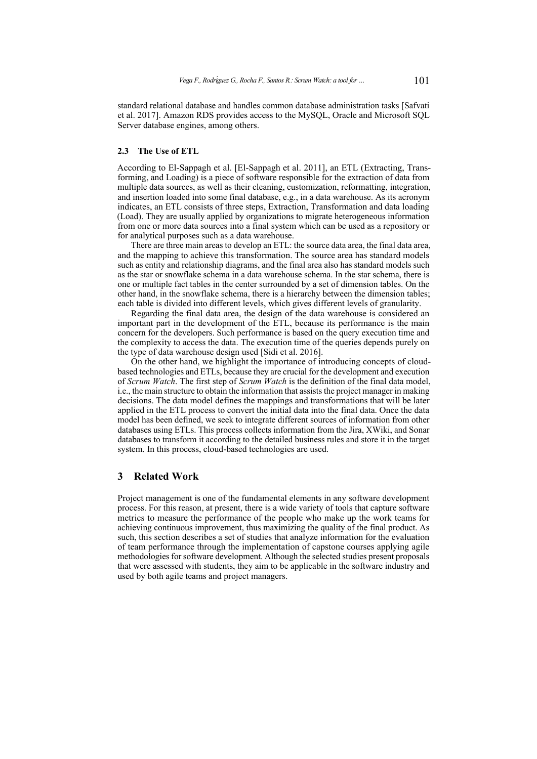standard relational database and handles common database administration tasks [Safvati et al. 2017]. Amazon RDS provides access to the MySQL, Oracle and Microsoft SQL Server database engines, among others.

### 2.3 The Use of ETL

According to El-Sappagh et al. [El-Sappagh et al. 2011], an ETL (Extracting, Transforming, and Loading) is a piece of software responsible for the extraction of data from multiple data sources, as well as their cleaning, customization, reformatting, integration, and insertion loaded into some final database, e.g., in a data warehouse. As its acronym indicates, an ETL consists of three steps, Extraction, Transformation and data loading (Load). They are usually applied by organizations to migrate heterogeneous information from one or more data sources into a final system which can be used as a repository or for analytical purposes such as a data warehouse.

There are three main areas to develop an ETL: the source data area, the final data area, and the mapping to achieve this transformation. The source area has standard models such as entity and relationship diagrams, and the final area also has standard models such as the star or snowflake schema in a data warehouse schema. In the star schema, there is one or multiple fact tables in the center surrounded by a set of dimension tables. On the other hand, in the snowflake schema, there is a hierarchy between the dimension tables; each table is divided into different levels, which gives different levels of granularity.

Regarding the final data area, the design of the data warehouse is considered an important part in the development of the ETL, because its performance is the main concern for the developers. Such performance is based on the query execution time and the complexity to access the data. The execution time of the queries depends purely on the type of data warehouse design used [Sidi et al. 2016].

On the other hand, we highlight the importance of introducing concepts of cloud-based technologies and ETLs, because they are crucial for the development and execution of *Scrum Watch*. The first step of *Scrum Watch* is the definition of the final data model, i.e., the main structure to obtain the information that assists the project manager in making decisions. The data model defines the mappings and transformations that will be later applied in the ETL process to convert the initial data into the final data. Once the data model has been defined, we seek to integrate different sources of information from other databases using ETLs. This process collects information from the Jira, XWiki, and Sonar databases to transform it according to the detailed business rules and store it in the target system. In this process, cloud-based technologies are used.

## 3 Related Work

Project management is one of the fundamental elements in any software development process. For this reason, at present, there is a wide variety of tools that capture software metrics to measure the performance of the people who make up the work teams for achieving continuous improvement, thus maximizing the quality of the final product. As such, this section describes a set of studies that analyze information for the evaluation of team performance through the implementation of capstone courses applying agile methodologies for software development. Although the selected studies present proposals that were assessed with students, they aim to be applicable in the software industry and used by both agile teams and project managers.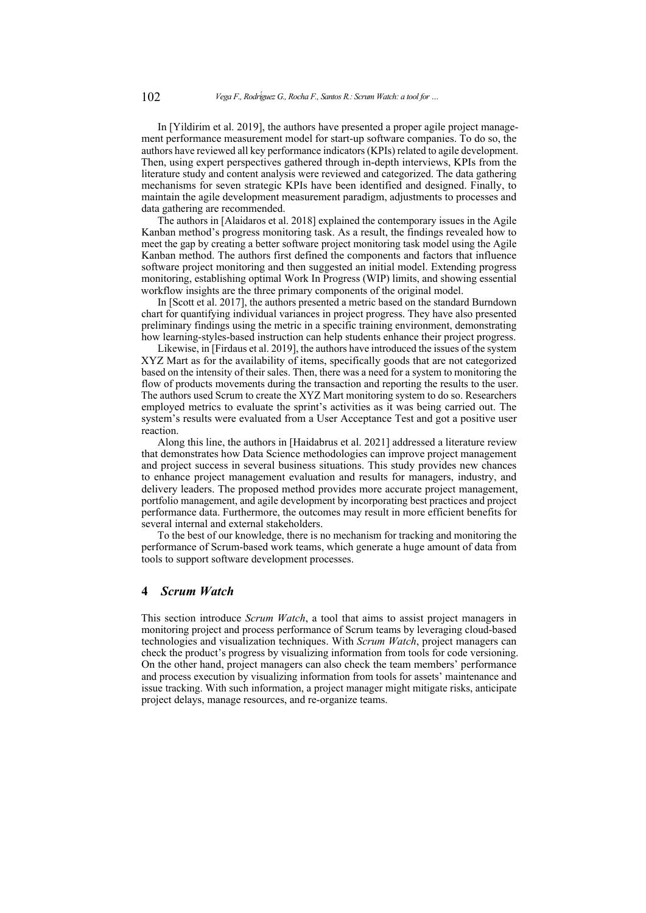In [Yildirim et al. 2019], the authors have presented a proper agile project management performance measurement model for start-up software companies. To do so, the authors have reviewed all key performance indicators (KPIs) related to agile development. Then, using expert perspectives gathered through in-depth interviews, KPIs from the literature study and content analysis were reviewed and categorized. The data gathering mechanisms for seven strategic KPIs have been identified and designed. Finally, to maintain the agile development measurement paradigm, adjustments to processes and data gathering are recommended.

The authors in [Alaidaros et al. 2018] explained the contemporary issues in the Agile Kanban method's progress monitoring task. As a result, the findings revealed how to meet the gap by creating a better software project monitoring task model using the Agile Kanban method. The authors first defined the components and factors that influence software project monitoring and then suggested an initial model. Extending progress monitoring, establishing optimal Work In Progress (WIP) limits, and showing essential workflow insights are the three primary components of the original model.

In [Scott et al. 2017], the authors presented a metric based on the standard Burndown chart for quantifying individual variances in project progress. They have also presented preliminary findings using the metric in a specific training environment, demonstrating how learning-styles-based instruction can help students enhance their project progress.

Likewise, in [Firdaus et al. 2019], the authors have introduced the issues of the system XYZ Mart as for the availability of items, specifically goods that are not categorized based on the intensity of their sales. Then, there was a need for a system to monitoring the flow of products movements during the transaction and reporting the results to the user. The authors used Scrum to create the XYZ Mart monitoring system to do so. Researchers employed metrics to evaluate the sprint's activities as it was being carried out. The system's results were evaluated from a User Acceptance Test and got a positive user reaction.

Along this line, the authors in [Haidabrus et al. 2021] addressed a literature review that demonstrates how Data Science methodologies can improve project management and project success in several business situations. This study provides new chances to enhance project management evaluation and results for managers, industry, and delivery leaders. The proposed method provides more accurate project management, portfolio management, and agile development by incorporating best practices and project performance data. Furthermore, the outcomes may result in more efficient benefits for several internal and external stakeholders.

To the best of our knowledge, there is no mechanism for tracking and monitoring the performance of Scrum-based work teams, which generate a huge amount of data from tools to support software development processes.

## 4 *Scrum Watch*

This section introduce *Scrum Watch*, a tool that aims to assist project managers in monitoring project and process performance of Scrum teams by leveraging cloud-based technologies and visualization techniques. With *Scrum Watch*, project managers can check the product's progress by visualizing information from tools for code versioning. On the other hand, project managers can also check the team members' performance and process execution by visualizing information from tools for assets' maintenance and issue tracking. With such information, a project manager might mitigate risks, anticipate project delays, manage resources, and re-organize teams.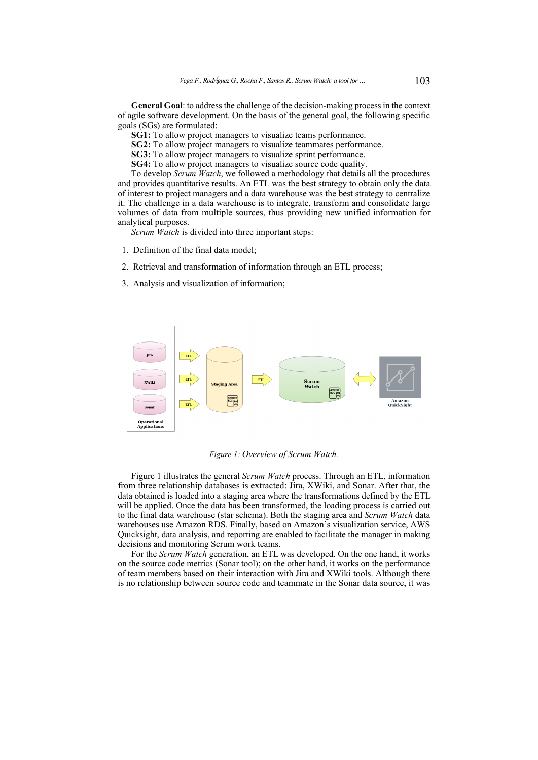**General Goal**: to address the challenge of the decision-making process in the context of agile software development. On the basis of the general goal, the following specific goals (SGs) are formulated:

**SG1:** To allow project managers to visualize teams performance.

**SG2:** To allow project managers to visualize teammates performance.

**SG3:** To allow project managers to visualize sprint performance.

**SG4:** To allow project managers to visualize source code quality.

To develop *Scrum Watch*, we followed a methodology that details all the procedures and provides quantitative results. An ETL was the best strategy to obtain only the data of interest to project managers and a data warehouse was the best strategy to centralize it. The challenge in a data warehouse is to integrate, transform and consolidate large volumes of data from multiple sources, thus providing new unified information for analytical purposes.

*Scrum Watch* is divided into three important steps:

1. Definition of the final data model;
2. Retrieval and transformation of information through an ETL process;
3. Analysis and visualization of information;

*Figure 1: Overview of Scrum Watch.*

Figure 1 illustrates the general *Scrum Watch* process. Through an ETL, information from three relationship databases is extracted: Jira, XWiki, and Sonar. After that, the data obtained is loaded into a staging area where the transformations defined by the ETL will be applied. Once the data has been transformed, the loading process is carried out to the final data warehouse (star schema). Both the staging area and *Scrum Watch* data warehouses use Amazon RDS. Finally, based on Amazon's visualization service, AWS Quicksight, data analysis, and reporting are enabled to facilitate the manager in making decisions and monitoring Scrum work teams.

For the *Scrum Watch* generation, an ETL was developed. On the one hand, it works on the source code metrics (Sonar tool); on the other hand, it works on the performance of team members based on their interaction with Jira and XWiki tools. Although there is no relationship between source code and teammate in the Sonar data source, it was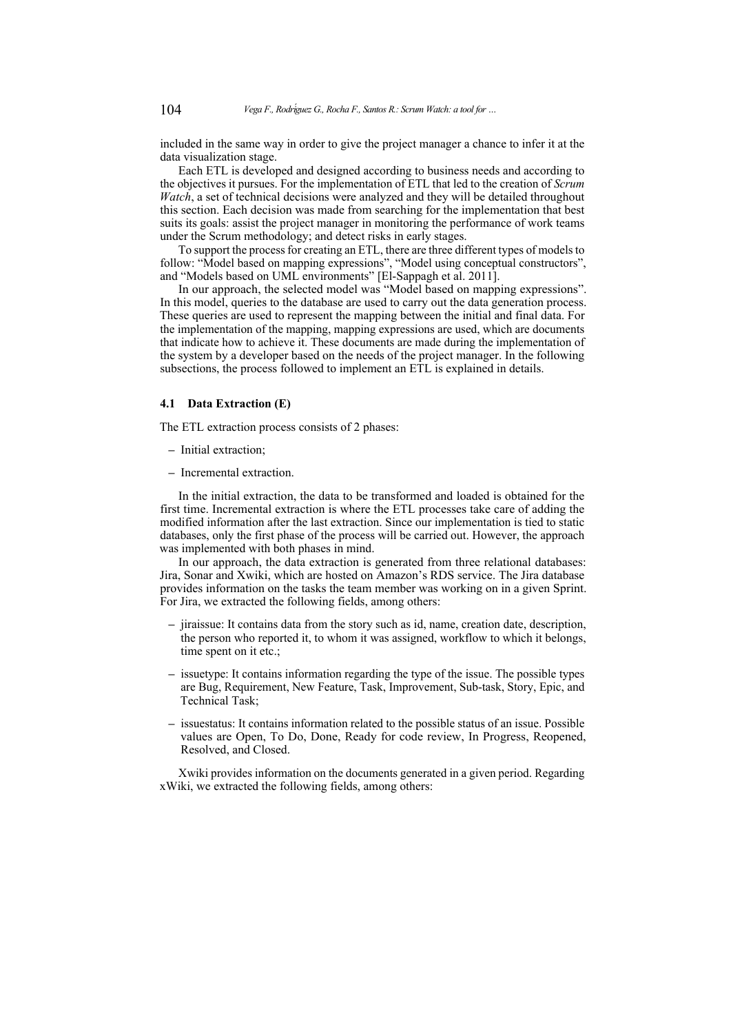included in the same way in order to give the project manager a chance to infer it at the data visualization stage.

Each ETL is developed and designed according to business needs and according to the objectives it pursues. For the implementation of ETL that led to the creation of *Scrum Watch*, a set of technical decisions were analyzed and they will be detailed throughout this section. Each decision was made from searching for the implementation that best suits its goals: assist the project manager in monitoring the performance of work teams under the Scrum methodology; and detect risks in early stages.

To support the process for creating an ETL, there are three different types of models to follow: "Model based on mapping expressions", "Model using conceptual constructors", and "Models based on UML environments" [El-Sappagh et al. 2011].

In our approach, the selected model was "Model based on mapping expressions". In this model, queries to the database are used to carry out the data generation process. These queries are used to represent the mapping between the initial and final data. For the implementation of the mapping, mapping expressions are used, which are documents that indicate how to achieve it. These documents are made during the implementation of the system by a developer based on the needs of the project manager. In the following subsections, the process followed to implement an ETL is explained in details.

### 4.1 Data Extraction (E)

The ETL extraction process consists of 2 phases:

- Initial extraction;
- Incremental extraction.

In the initial extraction, the data to be transformed and loaded is obtained for the first time. Incremental extraction is where the ETL processes take care of adding the modified information after the last extraction. Since our implementation is tied to static databases, only the first phase of the process will be carried out. However, the approach was implemented with both phases in mind.

In our approach, the data extraction is generated from three relational databases: Jira, Sonar and Xwiki, which are hosted on Amazon's RDS service. The Jira database provides information on the tasks the team member was working on in a given Sprint. For Jira, we extracted the following fields, among others:

- jiraissue: It contains data from the story such as id, name, creation date, description, the person who reported it, to whom it was assigned, workflow to which it belongs, time spent on it etc.;
- issuetype: It contains information regarding the type of the issue. The possible types are Bug, Requirement, New Feature, Task, Improvement, Sub-task, Story, Epic, and Technical Task;
- issuestatus: It contains information related to the possible status of an issue. Possible values are Open, To Do, Done, Ready for code review, In Progress, Reopened, Resolved, and Closed.

Xwiki provides information on the documents generated in a given period. Regarding xWiki, we extracted the following fields, among others: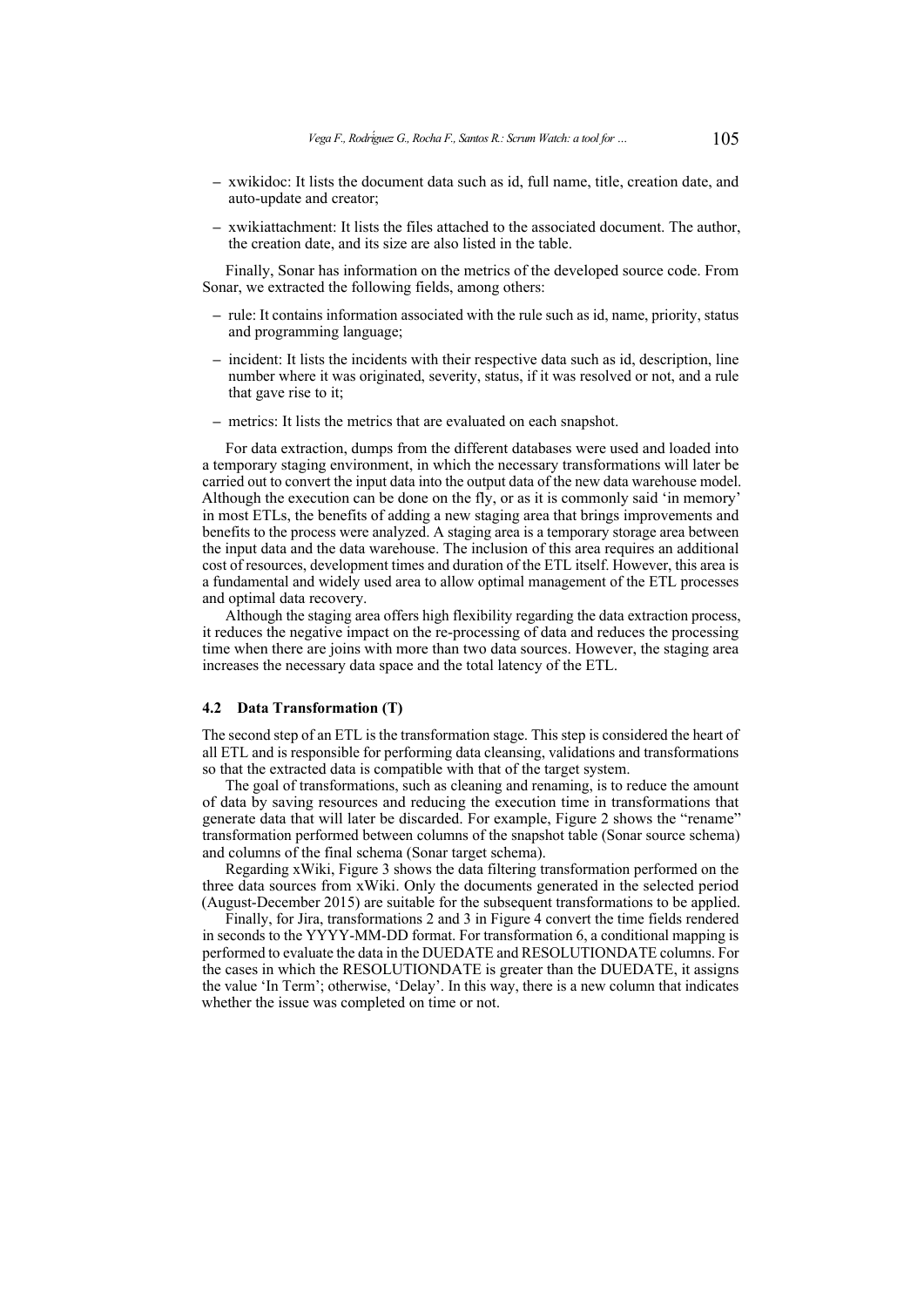- xwikidoc: It lists the document data such as id, full name, title, creation date, and auto-update and creator;
- xwikiattachment: It lists the files attached to the associated document. The author, the creation date, and its size are also listed in the table.

Finally, Sonar has information on the metrics of the developed source code. From Sonar, we extracted the following fields, among others:

- rule: It contains information associated with the rule such as id, name, priority, status and programming language;
- incident: It lists the incidents with their respective data such as id, description, line number where it was originated, severity, status, if it was resolved or not, and a rule that gave rise to it;
- metrics: It lists the metrics that are evaluated on each snapshot.

For data extraction, dumps from the different databases were used and loaded into a temporary staging environment, in which the necessary transformations will later be carried out to convert the input data into the output data of the new data warehouse model. Although the execution can be done on the fly, or as it is commonly said 'in memory' in most ETLs, the benefits of adding a new staging area that brings improvements and benefits to the process were analyzed. A staging area is a temporary storage area between the input data and the data warehouse. The inclusion of this area requires an additional cost of resources, development times and duration of the ETL itself. However, this area is a fundamental and widely used area to allow optimal management of the ETL processes and optimal data recovery.

Although the staging area offers high flexibility regarding the data extraction process, it reduces the negative impact on the re-processing of data and reduces the processing time when there are joins with more than two data sources. However, the staging area increases the necessary data space and the total latency of the ETL.

### 4.2 Data Transformation (T)

The second step of an ETL is the transformation stage. This step is considered the heart of all ETL and is responsible for performing data cleansing, validations and transformations so that the extracted data is compatible with that of the target system.

The goal of transformations, such as cleaning and renaming, is to reduce the amount of data by saving resources and reducing the execution time in transformations that generate data that will later be discarded. For example, Figure 2 shows the "rename" transformation performed between columns of the snapshot table (Sonar source schema) and columns of the final schema (Sonar target schema).

Regarding xWiki, Figure 3 shows the data filtering transformation performed on the three data sources from xWiki. Only the documents generated in the selected period (August-December 2015) are suitable for the subsequent transformations to be applied.

Finally, for Jira, transformations 2 and 3 in Figure 4 convert the time fields rendered in seconds to the YYYY-MM-DD format. For transformation 6, a conditional mapping is performed to evaluate the data in the DUEDATE and RESOLUTIONDATE columns. For the cases in which the RESOLUTIONDATE is greater than the DUEDATE, it assigns the value 'In Term'; otherwise, 'Delay'. In this way, there is a new column that indicates whether the issue was completed on time or not.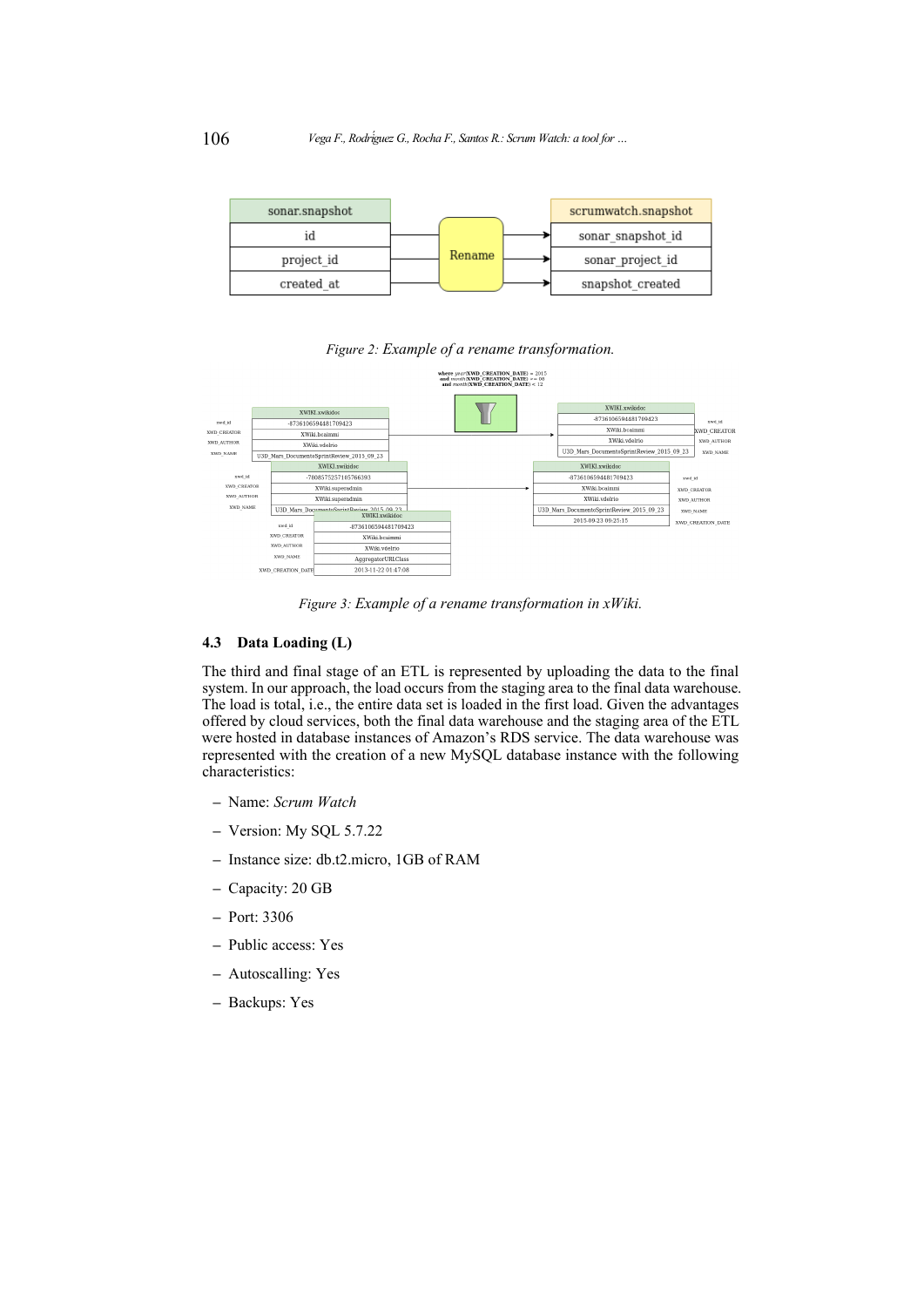Figure 2: Example of a rename transformation.

Figure 3: Example of a rename transformation in xWiki.

### 4.3 Data Loading (L)

The third and final stage of an ETL is represented by uploading the data to the final system. In our approach, the load occurs from the staging area to the final data warehouse. The load is total, i.e., the entire data set is loaded in the first load. Given the advantages offered by cloud services, both the final data warehouse and the staging area of the ETL were hosted in database instances of Amazon's RDS service. The data warehouse was represented with the creation of a new MySQL database instance with the following characteristics:

- Name: *Scrum Watch*
- Version: My SQL 5.7.22
- Instance size: db.t2.micro, 1GB of RAM
- Capacity: 20 GB
- Port: 3306
- Public access: Yes
- Autoscalling: Yes
- Backups: Yes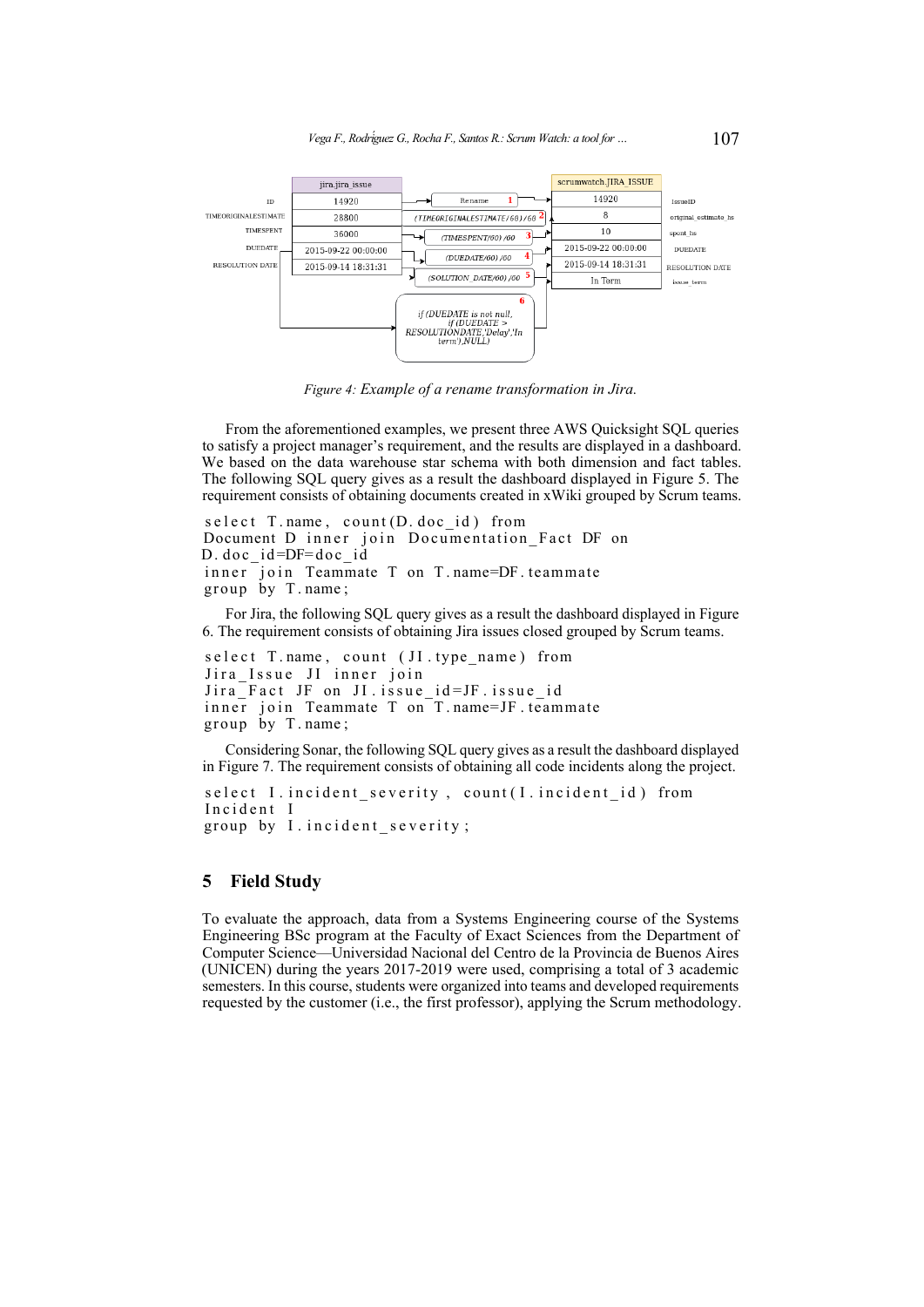*Figure 4: Example of a rename transformation in Jira.*

From the aforementioned examples, we present three AWS Quicksight SQL queries to satisfy a project manager's requirement, and the results are displayed in a dashboard. We based on the data warehouse star schema with both dimension and fact tables. The following SQL query gives as a result the dashboard displayed in Figure 5. The requirement consists of obtaining documents created in xWiki grouped by Scrum teams.

```
select T.name, count(D.doc_id) from
Document D inner join Documentation_Fact DF on
D.doc_id=DF=doc_id
inner join Teammate T on T.name=DF.teammate
group by T.name;
```

For Jira, the following SQL query gives as a result the dashboard displayed in Figure 6. The requirement consists of obtaining Jira issues closed grouped by Scrum teams.

```
select T.name, count (JI.type_name) from
Jira_Issue JI inner join
Jira_Fact JF on JI.issue_id=JF.issue_id
inner join Teammate T on T.name=JF.teammate
group by T.name;
```

Considering Sonar, the following SQL query gives as a result the dashboard displayed in Figure 7. The requirement consists of obtaining all code incidents along the project.

```
select I.incident_severity , count(I.incident_id) from
Incident I
group by I.incident_severity;
```

## 5 Field Study

To evaluate the approach, data from a Systems Engineering course of the Systems Engineering BSc program at the Faculty of Exact Sciences from the Department of Computer Science—Universidad Nacional del Centro de la Provincia de Buenos Aires (UNICEN) during the years 2017-2019 were used, comprising a total of 3 academic semesters. In this course, students were organized into teams and developed requirements requested by the customer (i.e., the first professor), applying the Scrum methodology.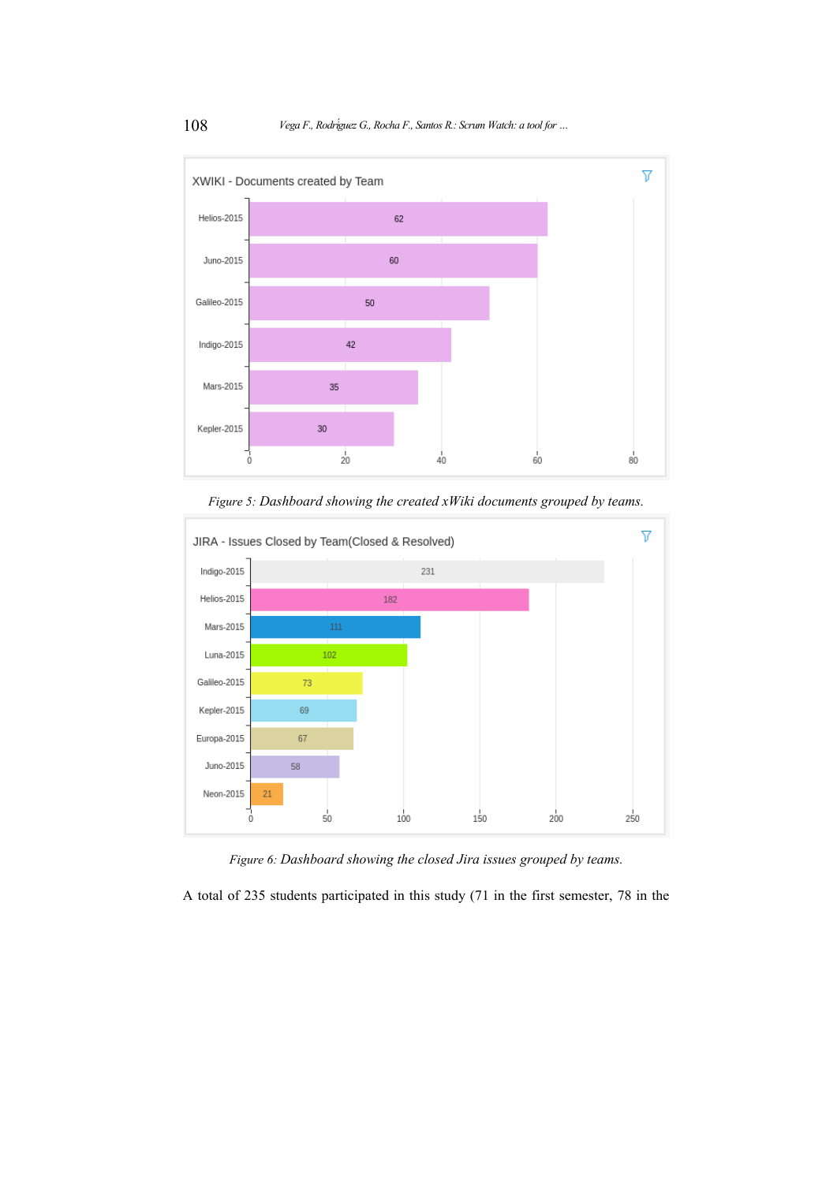Figure 5: Dashboard showing the created xWiki documents grouped by teams.

Figure 6: Dashboard showing the closed Jira issues grouped by teams.

A total of 235 students participated in this study (71 in the first semester, 78 in the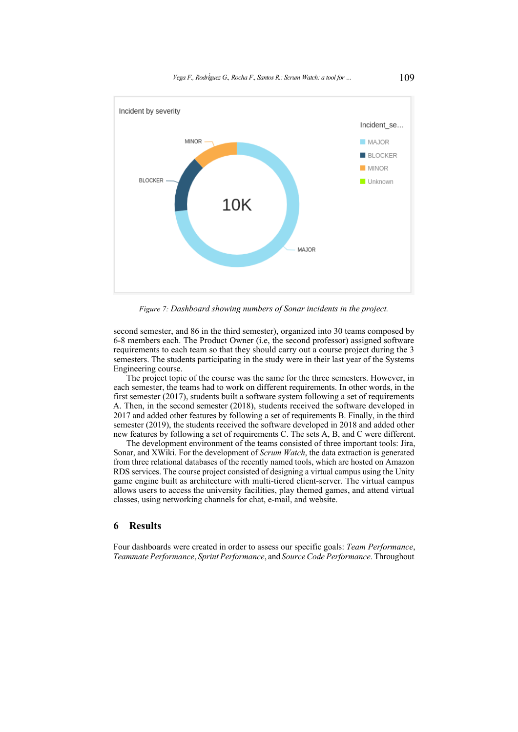Figure 7: Dashboard showing numbers of Sonar incidents in the project.

second semester, and 86 in the third semester), organized into 30 teams composed by 6-8 members each. The Product Owner (i.e, the second professor) assigned software requirements to each team so that they should carry out a course project during the 3 semesters. The students participating in the study were in their last year of the Systems Engineering course.

The project topic of the course was the same for the three semesters. However, in each semester, the teams had to work on different requirements. In other words, in the first semester (2017), students built a software system following a set of requirements A. Then, in the second semester (2018), students received the software developed in 2017 and added other features by following a set of requirements B. Finally, in the third semester (2019), the students received the software developed in 2018 and added other new features by following a set of requirements C. The sets A, B, and C were different.

The development environment of the teams consisted of three important tools: Jira, Sonar, and XWiki. For the development of *Scrum Watch*, the data extraction is generated from three relational databases of the recently named tools, which are hosted on Amazon RDS services. The course project consisted of designing a virtual campus using the Unity game engine built as architecture with multi-tiered client-server. The virtual campus allows users to access the university facilities, play themed games, and attend virtual classes, using networking channels for chat, e-mail, and website.

## 6 Results

Four dashboards were created in order to assess our specific goals: *Team Performance*, *Teammate Performance*, *Sprint Performance*, and *Source Code Performance*. Throughout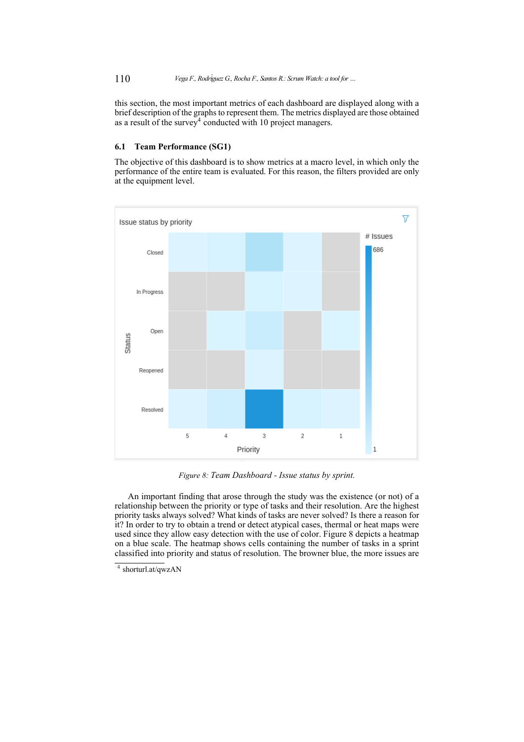this section, the most important metrics of each dashboard are displayed along with a brief description of the graphs to represent them. The metrics displayed are those obtained as a result of the survey[4] conducted with 10 project managers.

### 6.1 Team Performance (SG1)

The objective of this dashboard is to show metrics at a macro level, in which only the performance of the entire team is evaluated. For this reason, the filters provided are only at the equipment level.

*Figure 8: Team Dashboard - Issue status by sprint.*

An important finding that arose through the study was the existence (or not) of a relationship between the priority or type of tasks and their resolution. Are the highest priority tasks always solved? What kinds of tasks are never solved? Is there a reason for it? In order to try to obtain a trend or detect atypical cases, thermal or heat maps were used since they allow easy detection with the use of color. Figure 8 depicts a heatmap on a blue scale. The heatmap shows cells containing the number of tasks in a sprint classified into priority and status of resolution. The browner blue, the more issues are

[4] shorturl.at/qwzAN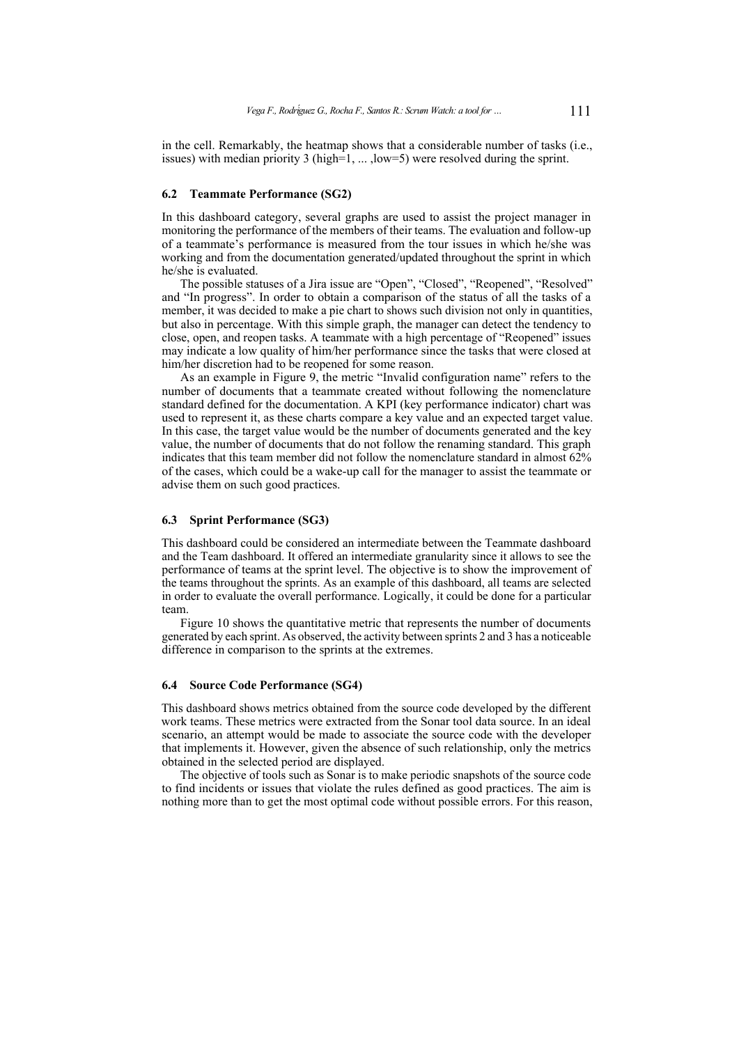in the cell. Remarkably, the heatmap shows that a considerable number of tasks (i.e., issues) with median priority 3 (high=1, ... ,low=5) were resolved during the sprint.

### 6.2 Teammate Performance (SG2)

In this dashboard category, several graphs are used to assist the project manager in monitoring the performance of the members of their teams. The evaluation and follow-up of a teammate's performance is measured from the tour issues in which he/she was working and from the documentation generated/updated throughout the sprint in which he/she is evaluated.

The possible statuses of a Jira issue are "Open", "Closed", "Reopened", "Resolved" and "In progress". In order to obtain a comparison of the status of all the tasks of a member, it was decided to make a pie chart to shows such division not only in quantities, but also in percentage. With this simple graph, the manager can detect the tendency to close, open, and reopen tasks. A teammate with a high percentage of "Reopened" issues may indicate a low quality of him/her performance since the tasks that were closed at him/her discretion had to be reopened for some reason.

As an example in Figure 9, the metric "Invalid configuration name" refers to the number of documents that a teammate created without following the nomenclature standard defined for the documentation. A KPI (key performance indicator) chart was used to represent it, as these charts compare a key value and an expected target value. In this case, the target value would be the number of documents generated and the key value, the number of documents that do not follow the renaming standard. This graph indicates that this team member did not follow the nomenclature standard in almost 62% of the cases, which could be a wake-up call for the manager to assist the teammate or advise them on such good practices.

### 6.3 Sprint Performance (SG3)

This dashboard could be considered an intermediate between the Teammate dashboard and the Team dashboard. It offered an intermediate granularity since it allows to see the performance of teams at the sprint level. The objective is to show the improvement of the teams throughout the sprints. As an example of this dashboard, all teams are selected in order to evaluate the overall performance. Logically, it could be done for a particular team.

Figure 10 shows the quantitative metric that represents the number of documents generated by each sprint. As observed, the activity between sprints 2 and 3 has a noticeable difference in comparison to the sprints at the extremes.

### 6.4 Source Code Performance (SG4)

This dashboard shows metrics obtained from the source code developed by the different work teams. These metrics were extracted from the Sonar tool data source. In an ideal scenario, an attempt would be made to associate the source code with the developer that implements it. However, given the absence of such relationship, only the metrics obtained in the selected period are displayed.

The objective of tools such as Sonar is to make periodic snapshots of the source code to find incidents or issues that violate the rules defined as good practices. The aim is nothing more than to get the most optimal code without possible errors. For this reason,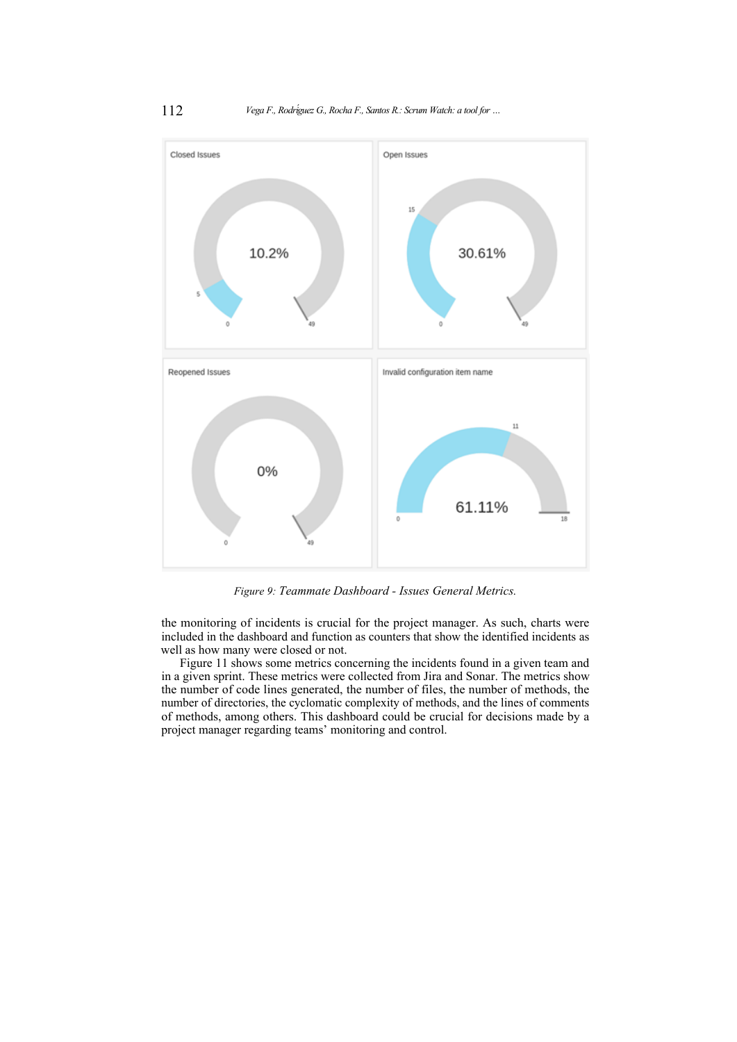*Figure 9: Teammate Dashboard - Issues General Metrics.*

the monitoring of incidents is crucial for the project manager. As such, charts were included in the dashboard and function as counters that show the identified incidents as well as how many were closed or not.

Figure 11 shows some metrics concerning the incidents found in a given team and in a given sprint. These metrics were collected from Jira and Sonar. The metrics show the number of code lines generated, the number of files, the number of methods, the number of directories, the cyclomatic complexity of methods, and the lines of comments of methods, among others. This dashboard could be crucial for decisions made by a project manager regarding teams' monitoring and control.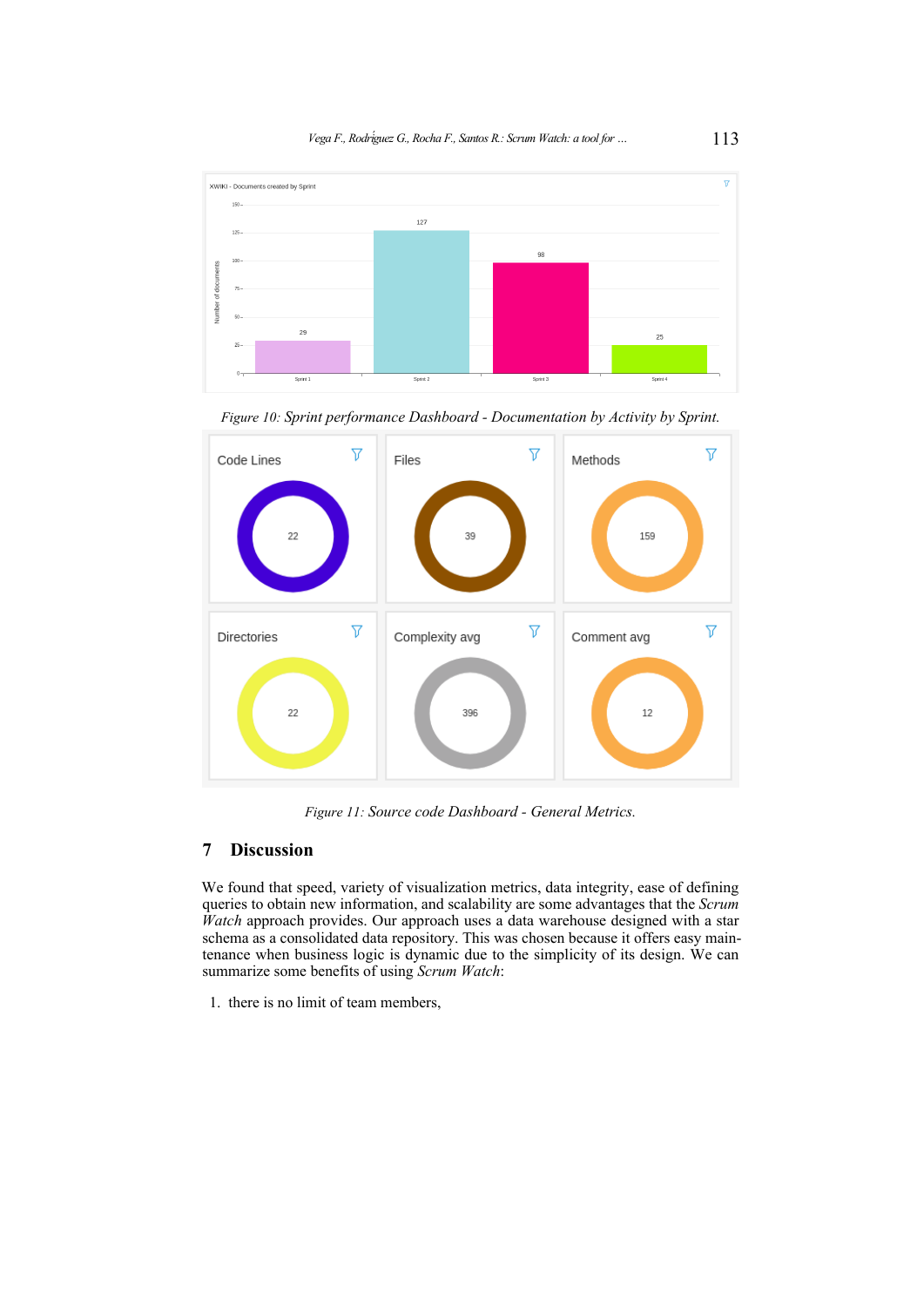Figure 10: Sprint performance Dashboard - Documentation by Activity by Sprint.

Figure 11: Source code Dashboard - General Metrics.

## 7 Discussion

We found that speed, variety of visualization metrics, data integrity, ease of defining queries to obtain new information, and scalability are some advantages that the *Scrum Watch* approach provides. Our approach uses a data warehouse designed with a star schema as a consolidated data repository. This was chosen because it offers easy maintenance when business logic is dynamic due to the simplicity of its design. We can summarize some benefits of using *Scrum Watch*:

1. there is no limit of team members,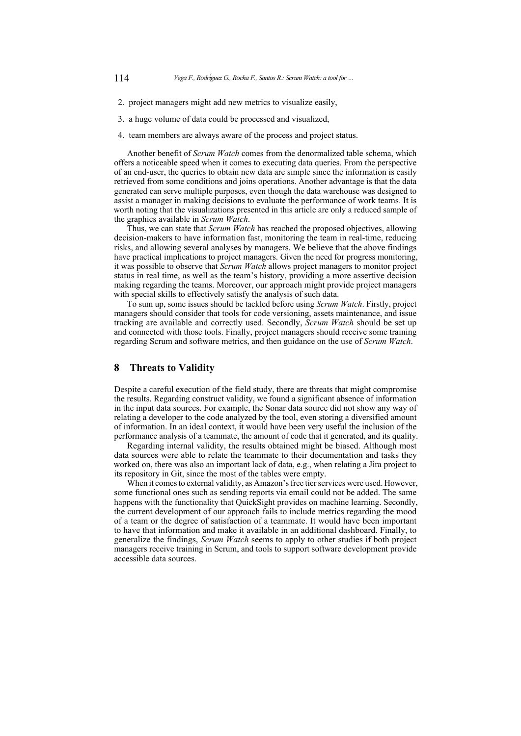2. project managers might add new metrics to visualize easily,
3. a huge volume of data could be processed and visualized,
4. team members are always aware of the process and project status.

Another benefit of *Scrum Watch* comes from the denormalized table schema, which offers a noticeable speed when it comes to executing data queries. From the perspective of an end-user, the queries to obtain new data are simple since the information is easily retrieved from some conditions and joins operations. Another advantage is that the data generated can serve multiple purposes, even though the data warehouse was designed to assist a manager in making decisions to evaluate the performance of work teams. It is worth noting that the visualizations presented in this article are only a reduced sample of the graphics available in *Scrum Watch*.

Thus, we can state that *Scrum Watch* has reached the proposed objectives, allowing decision-makers to have information fast, monitoring the team in real-time, reducing risks, and allowing several analyses by managers. We believe that the above findings have practical implications to project managers. Given the need for progress monitoring, it was possible to observe that *Scrum Watch* allows project managers to monitor project status in real time, as well as the team's history, providing a more assertive decision making regarding the teams. Moreover, our approach might provide project managers with special skills to effectively satisfy the analysis of such data.

To sum up, some issues should be tackled before using *Scrum Watch*. Firstly, project managers should consider that tools for code versioning, assets maintenance, and issue tracking are available and correctly used. Secondly, *Scrum Watch* should be set up and connected with those tools. Finally, project managers should receive some training regarding Scrum and software metrics, and then guidance on the use of *Scrum Watch*.

## 8 Threats to Validity

Despite a careful execution of the field study, there are threats that might compromise the results. Regarding construct validity, we found a significant absence of information in the input data sources. For example, the Sonar data source did not show any way of relating a developer to the code analyzed by the tool, even storing a diversified amount of information. In an ideal context, it would have been very useful the inclusion of the performance analysis of a teammate, the amount of code that it generated, and its quality.

Regarding internal validity, the results obtained might be biased. Although most data sources were able to relate the teammate to their documentation and tasks they worked on, there was also an important lack of data, e.g., when relating a Jira project to its repository in Git, since the most of the tables were empty.

When it comes to external validity, as Amazon's free tier services were used. However, some functional ones such as sending reports via email could not be added. The same happens with the functionality that QuickSight provides on machine learning. Secondly, the current development of our approach fails to include metrics regarding the mood of a team or the degree of satisfaction of a teammate. It would have been important to have that information and make it available in an additional dashboard. Finally, to generalize the findings, *Scrum Watch* seems to apply to other studies if both project managers receive training in Scrum, and tools to support software development provide accessible data sources.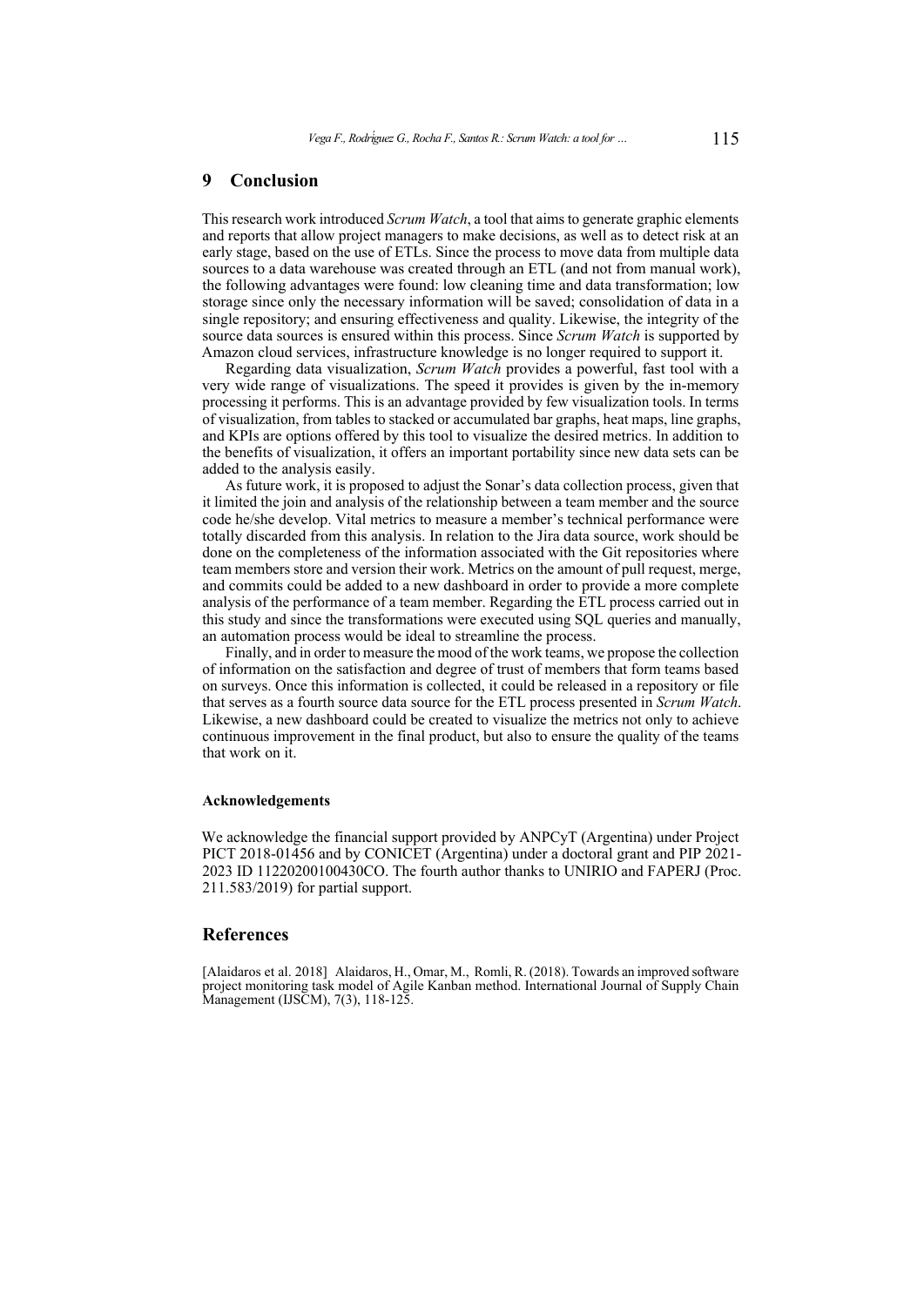## 9 Conclusion

This research work introduced *Scrum Watch*, a tool that aims to generate graphic elements and reports that allow project managers to make decisions, as well as to detect risk at an early stage, based on the use of ETLs. Since the process to move data from multiple data sources to a data warehouse was created through an ETL (and not from manual work), the following advantages were found: low cleaning time and data transformation; low storage since only the necessary information will be saved; consolidation of data in a single repository; and ensuring effectiveness and quality. Likewise, the integrity of the source data sources is ensured within this process. Since *Scrum Watch* is supported by Amazon cloud services, infrastructure knowledge is no longer required to support it.

Regarding data visualization, *Scrum Watch* provides a powerful, fast tool with a very wide range of visualizations. The speed it provides is given by the in-memory processing it performs. This is an advantage provided by few visualization tools. In terms of visualization, from tables to stacked or accumulated bar graphs, heat maps, line graphs, and KPIs are options offered by this tool to visualize the desired metrics. In addition to the benefits of visualization, it offers an important portability since new data sets can be added to the analysis easily.

As future work, it is proposed to adjust the Sonar's data collection process, given that it limited the join and analysis of the relationship between a team member and the source code he/she develop. Vital metrics to measure a member's technical performance were totally discarded from this analysis. In relation to the Jira data source, work should be done on the completeness of the information associated with the Git repositories where team members store and version their work. Metrics on the amount of pull request, merge, and commits could be added to a new dashboard in order to provide a more complete analysis of the performance of a team member. Regarding the ETL process carried out in this study and since the transformations were executed using SQL queries and manually, an automation process would be ideal to streamline the process.

Finally, and in order to measure the mood of the work teams, we propose the collection of information on the satisfaction and degree of trust of members that form teams based on surveys. Once this information is collected, it could be released in a repository or file that serves as a fourth source data source for the ETL process presented in *Scrum Watch*. Likewise, a new dashboard could be created to visualize the metrics not only to achieve continuous improvement in the final product, but also to ensure the quality of the teams that work on it.

#### Acknowledgements

We acknowledge the financial support provided by ANPCyT (Argentina) under Project PICT 2018-01456 and by CONICET (Argentina) under a doctoral grant and PIP 2021-2023 ID 11220200100430CO. The fourth author thanks to UNIRIO and FAPERJ (Proc. 211.583/2019) for partial support.

## References

[Alaidaros et al. 2018] Alaidaros, H., Omar, M., Romli, R. (2018). Towards an improved software project monitoring task model of Agile Kanban method. International Journal of Supply Chain Management (IJSCM), 7(3), 118-125.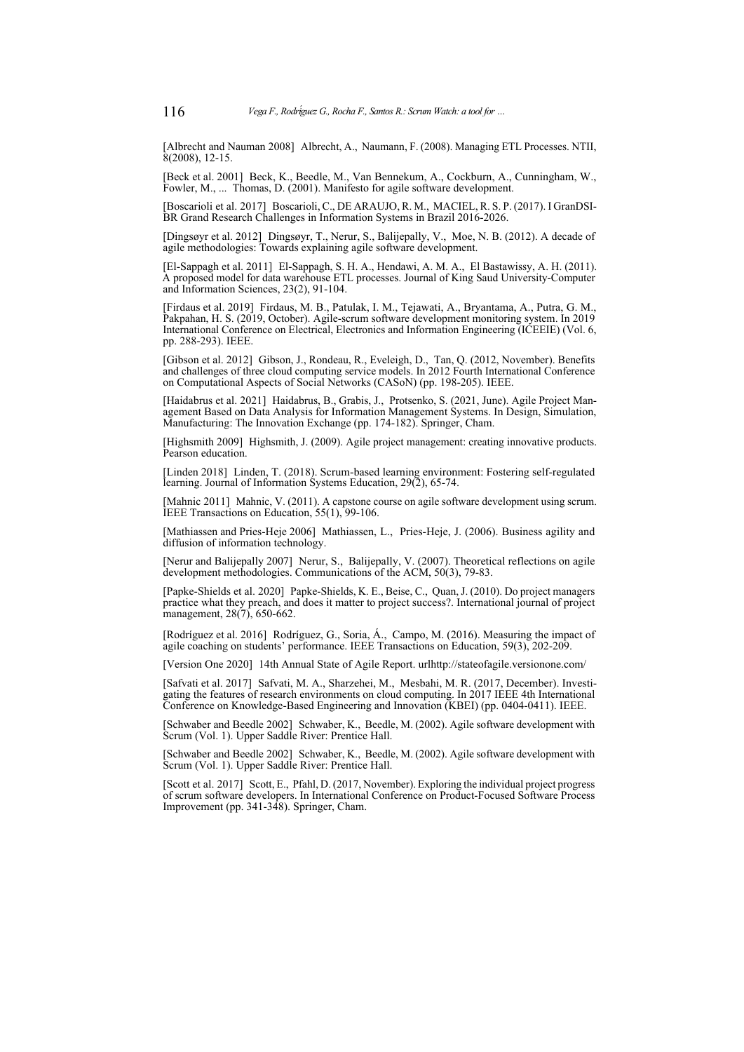[Albrecht and Nauman 2008] Albrecht, A., Naumann, F. (2008). Managing ETL Processes. NTII, 8(2008), 12-15.

[Beck et al. 2001] Beck, K., Beedle, M., Van Bennekum, A., Cockburn, A., Cunningham, W., Fowler, M., ... Thomas, D. (2001). Manifesto for agile software development.

[Boscarioli et al. 2017] Boscarioli, C., DE ARAUJO, R. M., MACIEL, R. S. P. (2017). I GranDSI-BR Grand Research Challenges in Information Systems in Brazil 2016-2026.

[Dingsøyr et al. 2012] Dingsøyr, T., Nerur, S., Balijepally, V., Moe, N. B. (2012). A decade of agile methodologies: Towards explaining agile software development.

[El-Sappagh et al. 2011] El-Sappagh, S. H. A., Hendawi, A. M. A., El Bastawissy, A. H. (2011). A proposed model for data warehouse ETL processes. Journal of King Saud University-Computer and Information Sciences, 23(2), 91-104.

[Firdaus et al. 2019] Firdaus, M. B., Patulak, I. M., Tejawati, A., Bryantama, A., Putra, G. M., Pakpahan, H. S. (2019, October). Agile-scrum software development monitoring system. In 2019 International Conference on Electrical, Electronics and Information Engineering (ICEEIE) (Vol. 6, pp. 288-293). IEEE.

[Gibson et al. 2012] Gibson, J., Rondeau, R., Eveleigh, D., Tan, Q. (2012, November). Benefits and challenges of three cloud computing service models. In 2012 Fourth International Conference on Computational Aspects of Social Networks (CASoN) (pp. 198-205). IEEE.

[Haidabrus et al. 2021] Haidabrus, B., Grabis, J., Protsenko, S. (2021, June). Agile Project Management Based on Data Analysis for Information Management Systems. In Design, Simulation, Manufacturing: The Innovation Exchange (pp. 174-182). Springer, Cham.

[Highsmith 2009] Highsmith, J. (2009). Agile project management: creating innovative products. Pearson education.

[Linden 2018] Linden, T. (2018). Scrum-based learning environment: Fostering self-regulated learning. Journal of Information Systems Education, 29(2), 65-74.

[Mahnic 2011] Mahnic, V. (2011). A capstone course on agile software development using scrum. IEEE Transactions on Education, 55(1), 99-106.

[Mathiassen and Pries-Heje 2006] Mathiassen, L., Pries-Heje, J. (2006). Business agility and diffusion of information technology.

[Nerur and Balijepally 2007] Nerur, S., Balijepally, V. (2007). Theoretical reflections on agile development methodologies. Communications of the ACM, 50(3), 79-83.

[Papke-Shields et al. 2020] Papke-Shields, K. E., Beise, C., Quan, J. (2010). Do project managers practice what they preach, and does it matter to project success?. International journal of project management, 28(7), 650-662.

[Rodríguez et al. 2016] Rodríguez, G., Soria, Á., Campo, M. (2016). Measuring the impact of agile coaching on students' performance. IEEE Transactions on Education, 59(3), 202-209.

[Version One 2020] 14th Annual State of Agile Report. urlhttp://stateofagile.versionone.com/

[Safvati et al. 2017] Safvati, M. A., Sharzehei, M., Mesbahi, M. R. (2017, December). Investigating the features of research environments on cloud computing. In 2017 IEEE 4th International Conference on Knowledge-Based Engineering and Innovation (KBEI) (pp. 0404-0411). IEEE.

[Schwaber and Beedle 2002] Schwaber, K., Beedle, M. (2002). Agile software development with Scrum (Vol. 1). Upper Saddle River: Prentice Hall.

[Schwaber and Beedle 2002] Schwaber, K., Beedle, M. (2002). Agile software development with Scrum (Vol. 1). Upper Saddle River: Prentice Hall.

[Scott et al. 2017] Scott, E., Pfahl, D. (2017, November). Exploring the individual project progress of scrum software developers. In International Conference on Product-Focused Software Process Improvement (pp. 341-348). Springer, Cham.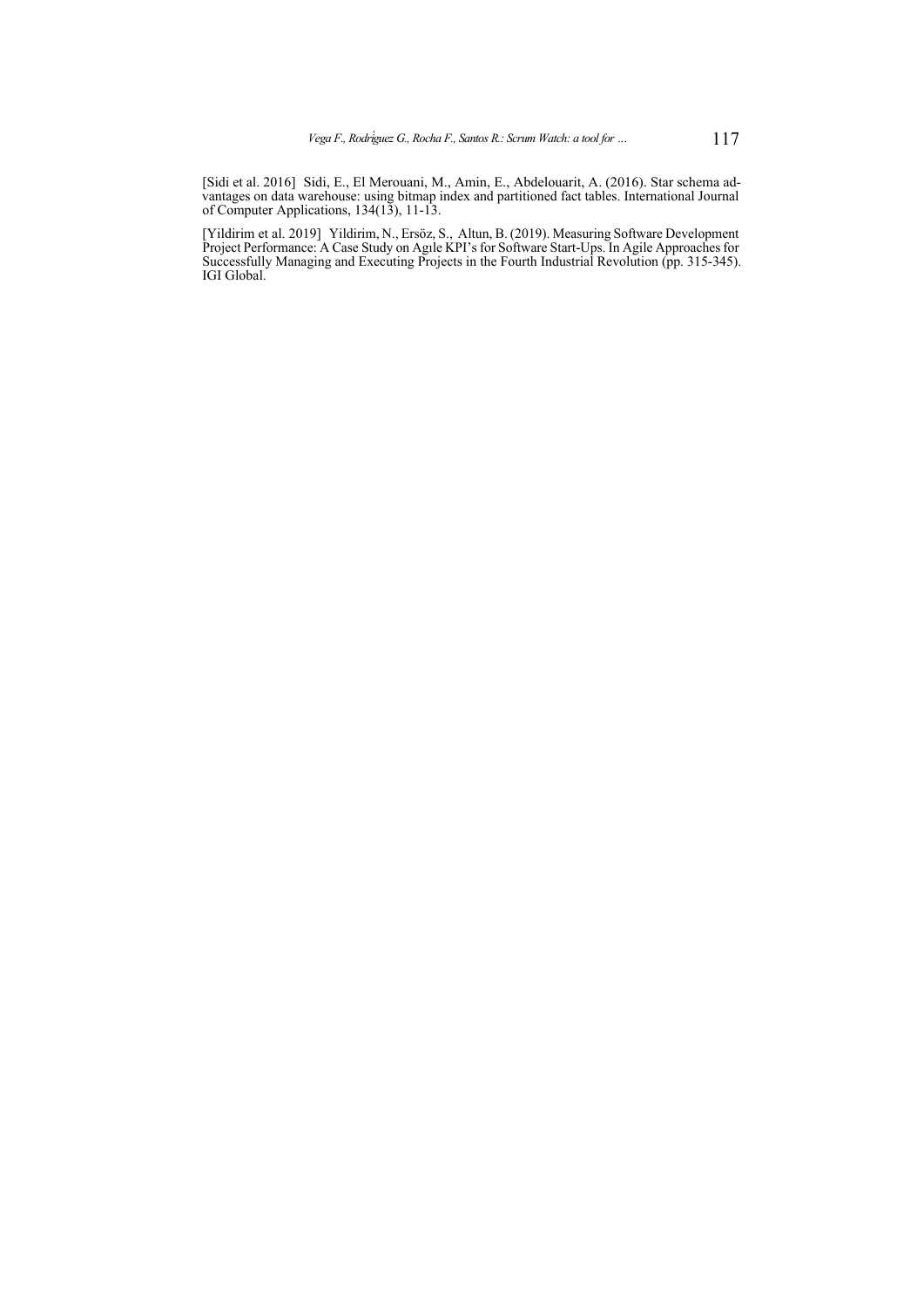[Sidi et al. 2016] Sidi, E., El Merouani, M., Amin, E., Abdelouarit, A. (2016). Star schema advantages on data warehouse: using bitmap index and partitioned fact tables. International Journal of Computer Applications, 134(13), 11-13.

[Yildirim et al. 2019] Yildirim, N., Ersöz, S., Altun, B. (2019). Measuring Software Development Project Performance: A Case Study on Agıle KPI's for Software Start-Ups. In Agile Approaches for Successfully Managing and Executing Projects in the Fourth Industrial Revolution (pp. 315-345). IGI Global.